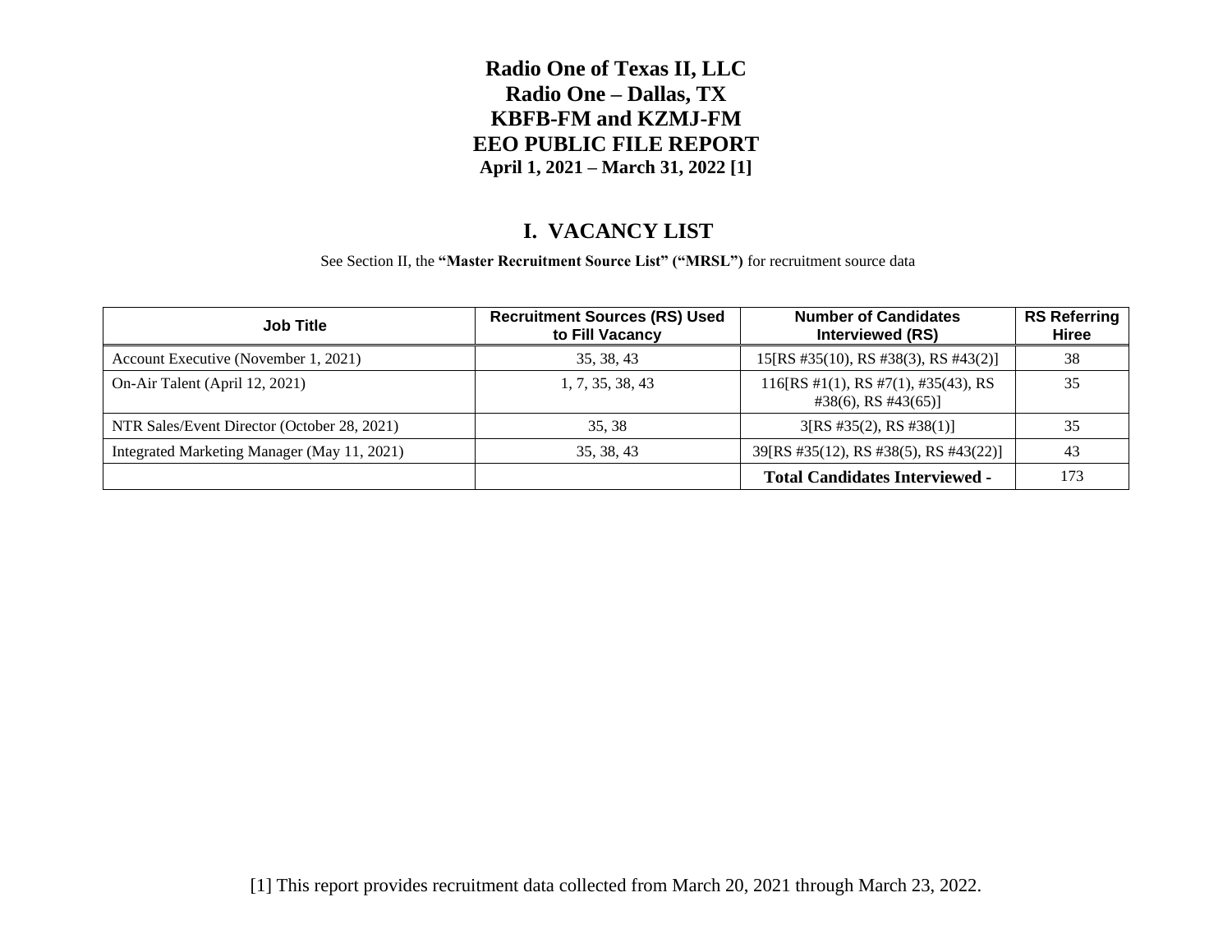# Radio One of Texas II, LLC
# Radio One – Dallas, TX
# KBFB-FM and KZMJ-FM
# EEO PUBLIC FILE REPORT
**April 1, 2021 – March 31, 2022 [1]**

## I. VACANCY LIST

See Section II, the **"Master Recruitment Source List" ("MRSL")** for recruitment source data

| Job Title | Recruitment Sources (RS) Used to Fill Vacancy | Number of Candidates Interviewed (RS) | RS Referring Hiree |
|---|---|---|---|
| Account Executive (November 1, 2021) | 35, 38, 43 | 15[RS #35(10), RS #38(3), RS #43(2)] | 38 |
| On-Air Talent (April 12, 2021) | 1, 7, 35, 38, 43 | 116[RS #1(1), RS #7(1), #35(43), RS #38(6), RS #43(65)] | 35 |
| NTR Sales/Event Director (October 28, 2021) | 35, 38 | 3[RS #35(2), RS #38(1)] | 35 |
| Integrated Marketing Manager (May 11, 2021) | 35, 38, 43 | 39[RS #35(12), RS #38(5), RS #43(22)] | 43 |
| | | **Total Candidates Interviewed -** | 173 |

[1] This report provides recruitment data collected from March 20, 2021 through March 23, 2022.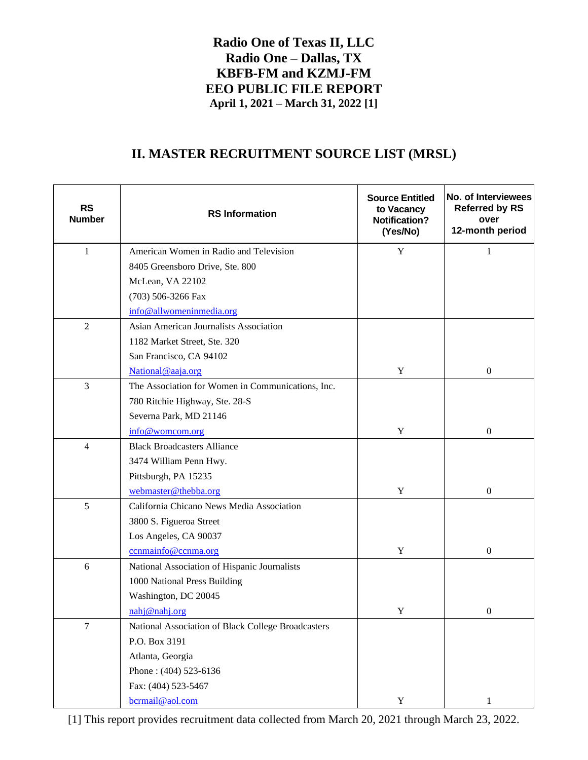# Radio One of Texas II, LLC
# Radio One – Dallas, TX
# KBFB-FM and KZMJ-FM
# EEO PUBLIC FILE REPORT
### April 1, 2021 – March 31, 2022 [1]

## II. MASTER RECRUITMENT SOURCE LIST (MRSL)

| RS Number | RS Information | Source Entitled to Vacancy Notification? (Yes/No) | No. of Interviewees Referred by RS over 12-month period |
|---|---|---|---|
| 1 | American Women in Radio and Television<br>8405 Greensboro Drive, Ste. 800<br>McLean, VA 22102<br>(703) 506-3266 Fax<br>info@allwomeninmedia.org | Y | 1 |
| 2 | Asian American Journalists Association<br>1182 Market Street, Ste. 320<br>San Francisco, CA 94102<br>National@aaja.org | Y | 0 |
| 3 | The Association for Women in Communications, Inc.<br>780 Ritchie Highway, Ste. 28-S<br>Severna Park, MD 21146<br>info@womcom.org | Y | 0 |
| 4 | Black Broadcasters Alliance<br>3474 William Penn Hwy.<br>Pittsburgh, PA 15235<br>webmaster@thebba.org | Y | 0 |
| 5 | California Chicano News Media Association<br>3800 S. Figueroa Street<br>Los Angeles, CA 90037<br>ccnmainfo@ccnma.org | Y | 0 |
| 6 | National Association of Hispanic Journalists<br>1000 National Press Building<br>Washington, DC 20045<br>nahj@nahj.org | Y | 0 |
| 7 | National Association of Black College Broadcasters<br>P.O. Box 3191<br>Atlanta, Georgia<br>Phone : (404) 523-6136<br>Fax: (404) 523-5467<br>bcrmail@aol.com | Y | 1 |

[1] This report provides recruitment data collected from March 20, 2021 through March 23, 2022.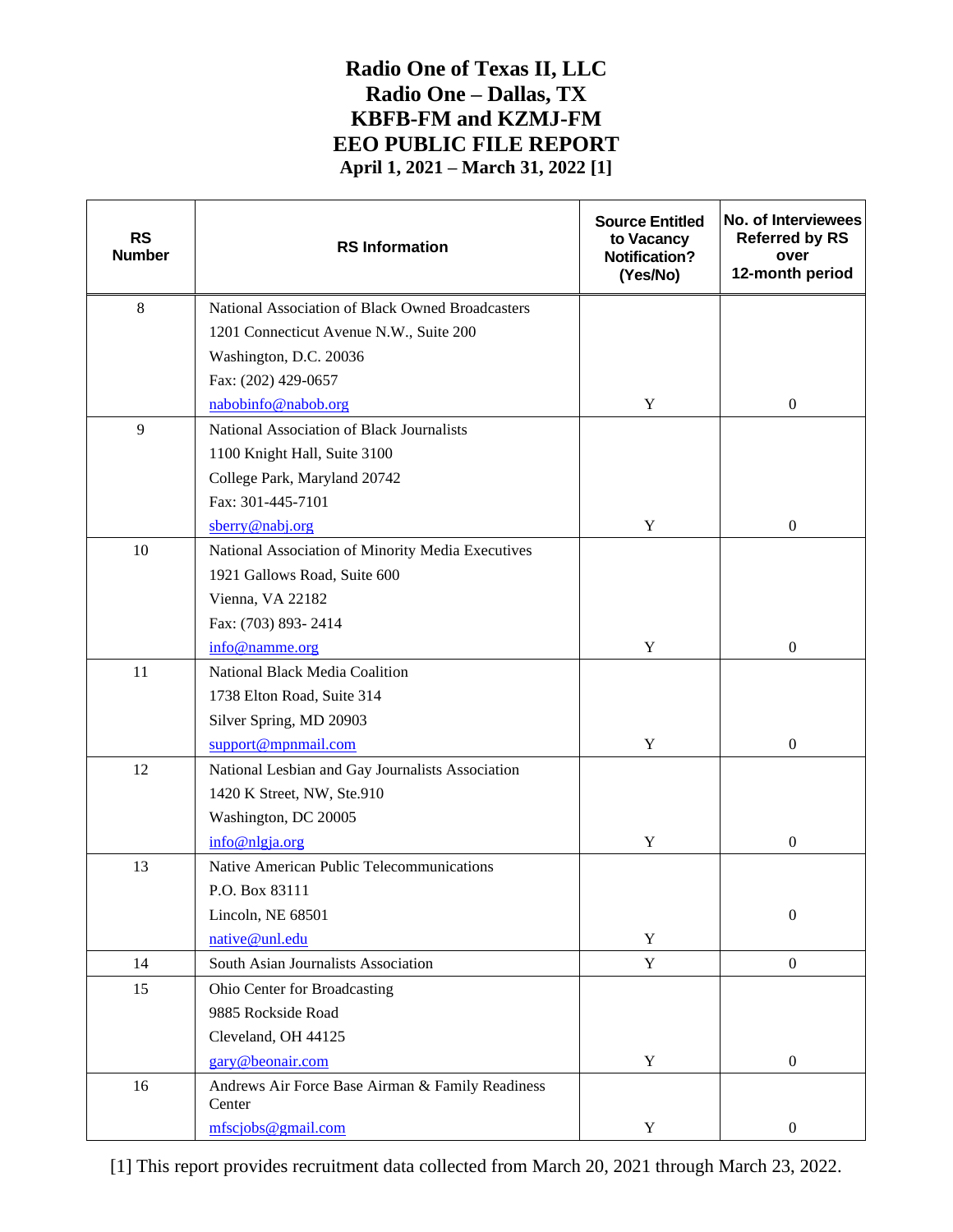# Radio One of Texas II, LLC
# Radio One – Dallas, TX
# KBFB-FM and KZMJ-FM
# EEO PUBLIC FILE REPORT
## April 1, 2021 – March 31, 2022 [1]

| RS Number | RS Information | Source Entitled to Vacancy Notification? (Yes/No) | No. of Interviewees Referred by RS over 12-month period |
|---|---|---|---|
| 8 | National Association of Black Owned Broadcasters<br>1201 Connecticut Avenue N.W., Suite 200<br>Washington, D.C. 20036<br>Fax: (202) 429-0657<br>nabobinfo@nabob.org | Y | 0 |
| 9 | National Association of Black Journalists<br>1100 Knight Hall, Suite 3100<br>College Park, Maryland 20742<br>Fax: 301-445-7101<br>sberry@nabj.org | Y | 0 |
| 10 | National Association of Minority Media Executives<br>1921 Gallows Road, Suite 600<br>Vienna, VA 22182<br>Fax: (703) 893- 2414<br>info@namme.org | Y | 0 |
| 11 | National Black Media Coalition<br>1738 Elton Road, Suite 314<br>Silver Spring, MD 20903<br>support@mpnmail.com | Y | 0 |
| 12 | National Lesbian and Gay Journalists Association<br>1420 K Street, NW, Ste.910<br>Washington, DC 20005<br>info@nlgja.org | Y | 0 |
| 13 | Native American Public Telecommunications<br>P.O. Box 83111<br>Lincoln, NE 68501<br>native@unl.edu | Y | 0 |
| 14 | South Asian Journalists Association | Y | 0 |
| 15 | Ohio Center for Broadcasting<br>9885 Rockside Road<br>Cleveland, OH 44125<br>gary@beonair.com | Y | 0 |
| 16 | Andrews Air Force Base Airman & Family Readiness Center<br>mfscjobs@gmail.com | Y | 0 |

[1] This report provides recruitment data collected from March 20, 2021 through March 23, 2022.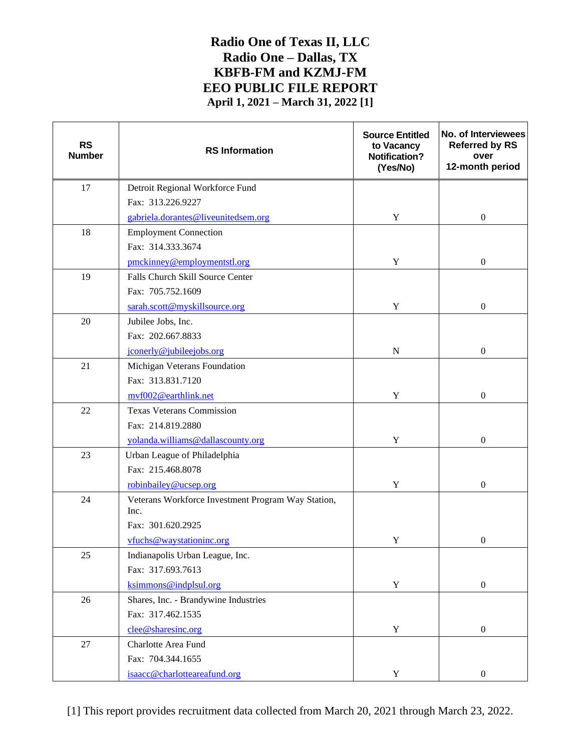# Radio One of Texas II, LLC
# Radio One – Dallas, TX
# KBFB-FM and KZMJ-FM
# EEO PUBLIC FILE REPORT
## April 1, 2021 – March 31, 2022 [1]

| RS Number | RS Information | Source Entitled to Vacancy Notification? (Yes/No) | No. of Interviewees Referred by RS over 12-month period |
|---|---|---|---|
| 17 | Detroit Regional Workforce Fund<br>Fax: 313.226.9227<br>gabriela.dorantes@liveunitedsem.org | Y | 0 |
| 18 | Employment Connection<br>Fax: 314.333.3674<br>pmckinney@employmentstl.org | Y | 0 |
| 19 | Falls Church Skill Source Center<br>Fax: 705.752.1609<br>sarah.scott@myskillsource.org | Y | 0 |
| 20 | Jubilee Jobs, Inc.<br>Fax: 202.667.8833<br>jconerly@jubileejobs.org | N | 0 |
| 21 | Michigan Veterans Foundation<br>Fax: 313.831.7120<br>mvf002@earthlink.net | Y | 0 |
| 22 | Texas Veterans Commission<br>Fax: 214.819.2880<br>yolanda.williams@dallascounty.org | Y | 0 |
| 23 | Urban League of Philadelphia<br>Fax: 215.468.8078<br>robinbailey@ucsep.org | Y | 0 |
| 24 | Veterans Workforce Investment Program Way Station, Inc.<br>Fax: 301.620.2925<br>vfuchs@waystationinc.org | Y | 0 |
| 25 | Indianapolis Urban League, Inc.<br>Fax: 317.693.7613<br>ksimmons@indplsul.org | Y | 0 |
| 26 | Shares, Inc. - Brandywine Industries<br>Fax: 317.462.1535<br>clee@sharesinc.org | Y | 0 |
| 27 | Charlotte Area Fund<br>Fax: 704.344.1655<br>isaacc@charlotteareafund.org | Y | 0 |

[1] This report provides recruitment data collected from March 20, 2021 through March 23, 2022.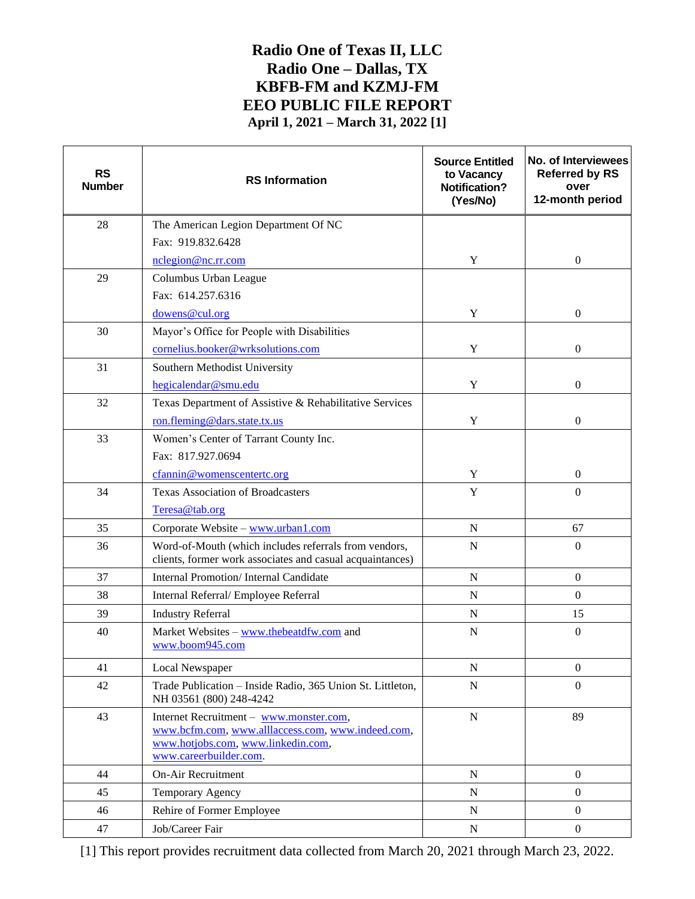# Radio One of Texas II, LLC
# Radio One – Dallas, TX
# KBFB-FM and KZMJ-FM
# EEO PUBLIC FILE REPORT
## April 1, 2021 – March 31, 2022 [1]

| RS Number | RS Information | Source Entitled to Vacancy Notification? (Yes/No) | No. of Interviewees Referred by RS over 12-month period |
|---|---|---|---|
| 28 | The American Legion Department Of NC<br>Fax: 919.832.6428<br>nclegion@nc.rr.com | Y | 0 |
| 29 | Columbus Urban League<br>Fax: 614.257.6316<br>dowens@cul.org | Y | 0 |
| 30 | Mayor's Office for People with Disabilities<br>cornelius.booker@wrksolutions.com | Y | 0 |
| 31 | Southern Methodist University<br>hegicalendar@smu.edu | Y | 0 |
| 32 | Texas Department of Assistive & Rehabilitative Services<br>ron.fleming@dars.state.tx.us | Y | 0 |
| 33 | Women's Center of Tarrant County Inc.<br>Fax: 817.927.0694<br>cfannin@womenscentertc.org | Y | 0 |
| 34 | Texas Association of Broadcasters<br>Teresa@tab.org | Y | 0 |
| 35 | Corporate Website – www.urban1.com | N | 67 |
| 36 | Word-of-Mouth (which includes referrals from vendors, clients, former work associates and casual acquaintances) | N | 0 |
| 37 | Internal Promotion/ Internal Candidate | N | 0 |
| 38 | Internal Referral/ Employee Referral | N | 0 |
| 39 | Industry Referral | N | 15 |
| 40 | Market Websites – www.thebeatdfw.com and www.boom945.com | N | 0 |
| 41 | Local Newspaper | N | 0 |
| 42 | Trade Publication – Inside Radio, 365 Union St. Littleton, NH 03561 (800) 248-4242 | N | 0 |
| 43 | Internet Recruitment – www.monster.com, www.bcfm.com, www.alllaccess.com, www.indeed.com, www.hotjobs.com, www.linkedin.com, www.careerbuilder.com. | N | 89 |
| 44 | On-Air Recruitment | N | 0 |
| 45 | Temporary Agency | N | 0 |
| 46 | Rehire of Former Employee | N | 0 |
| 47 | Job/Career Fair | N | 0 |

[1] This report provides recruitment data collected from March 20, 2021 through March 23, 2022.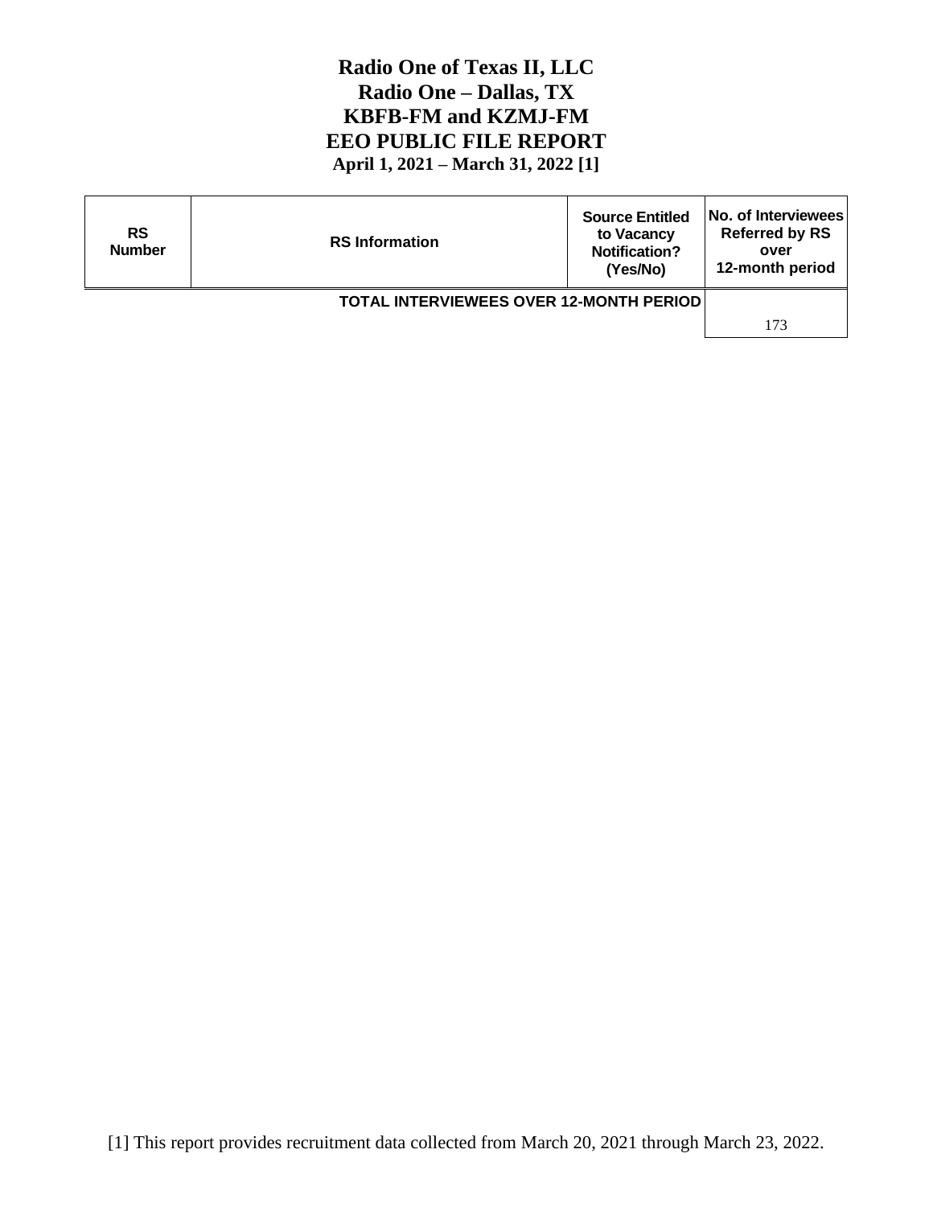# Radio One of Texas II, LLC
# Radio One – Dallas, TX
# KBFB-FM and KZMJ-FM
# EEO PUBLIC FILE REPORT
**April 1, 2021 – March 31, 2022 [1]**

| RS Number | RS Information | Source Entitled to Vacancy Notification? (Yes/No) | No. of Interviewees Referred by RS over 12-month period |
|---|---|---|---|
| | | **TOTAL INTERVIEWEES OVER 12-MONTH PERIOD** | 173 |

[1] This report provides recruitment data collected from March 20, 2021 through March 23, 2022.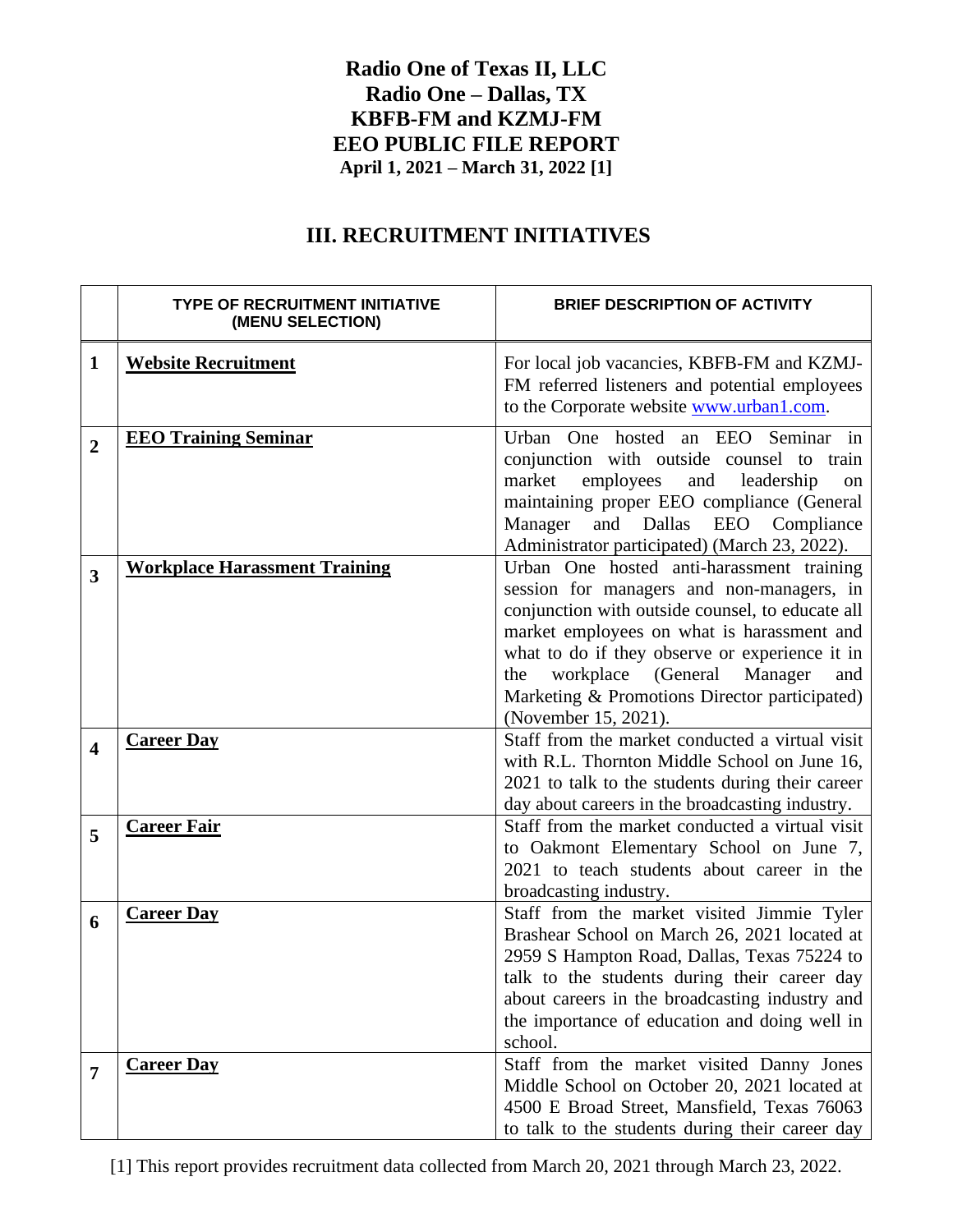# Radio One of Texas II, LLC
# Radio One – Dallas, TX
# KBFB-FM and KZMJ-FM
# EEO PUBLIC FILE REPORT
### April 1, 2021 – March 31, 2022 [1]

## III. RECRUITMENT INITIATIVES

| | TYPE OF RECRUITMENT INITIATIVE (MENU SELECTION) | BRIEF DESCRIPTION OF ACTIVITY |
|---|---|---|
| **1** | **Website Recruitment** | For local job vacancies, KBFB-FM and KZMJ-FM referred listeners and potential employees to the Corporate website www.urban1.com. |
| **2** | **EEO Training Seminar** | Urban One hosted an EEO Seminar in conjunction with outside counsel to train market employees and leadership on maintaining proper EEO compliance (General Manager and Dallas EEO Compliance Administrator participated) (March 23, 2022). |
| **3** | **Workplace Harassment Training** | Urban One hosted anti-harassment training session for managers and non-managers, in conjunction with outside counsel, to educate all market employees on what is harassment and what to do if they observe or experience it in the workplace (General Manager and Marketing & Promotions Director participated) (November 15, 2021). |
| **4** | **Career Day** | Staff from the market conducted a virtual visit with R.L. Thornton Middle School on June 16, 2021 to talk to the students during their career day about careers in the broadcasting industry. |
| **5** | **Career Fair** | Staff from the market conducted a virtual visit to Oakmont Elementary School on June 7, 2021 to teach students about career in the broadcasting industry. |
| **6** | **Career Day** | Staff from the market visited Jimmie Tyler Brashear School on March 26, 2021 located at 2959 S Hampton Road, Dallas, Texas 75224 to talk to the students during their career day about careers in the broadcasting industry and the importance of education and doing well in school. |
| **7** | **Career Day** | Staff from the market visited Danny Jones Middle School on October 20, 2021 located at 4500 E Broad Street, Mansfield, Texas 76063 to talk to the students during their career day |

[1] This report provides recruitment data collected from March 20, 2021 through March 23, 2022.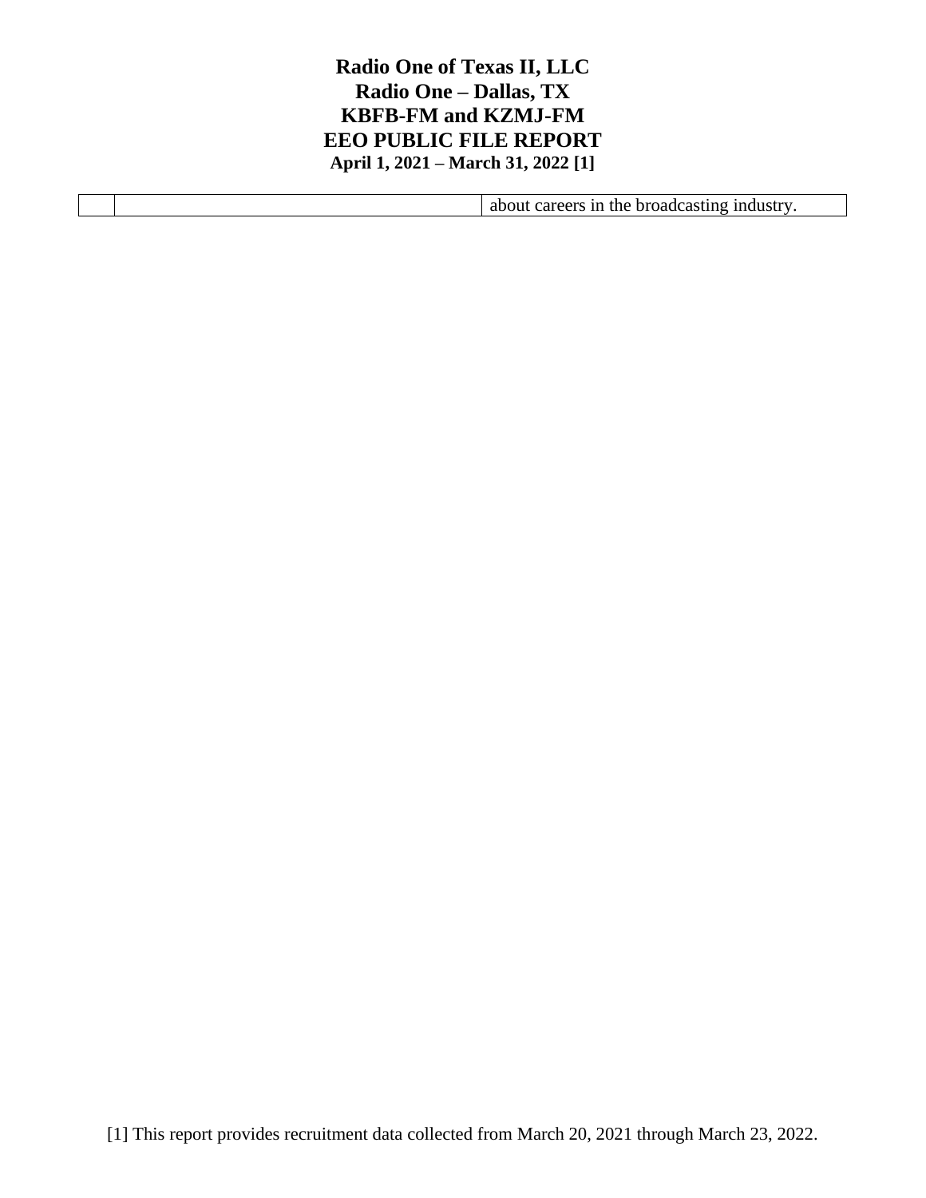**Radio One of Texas II, LLC**
**Radio One – Dallas, TX**
**KBFB-FM and KZMJ-FM**
**EEO PUBLIC FILE REPORT**
**April 1, 2021 – March 31, 2022 [1]**

| | | |
|---|---|---|
| | | about careers in the broadcasting industry. |

[1] This report provides recruitment data collected from March 20, 2021 through March 23, 2022.